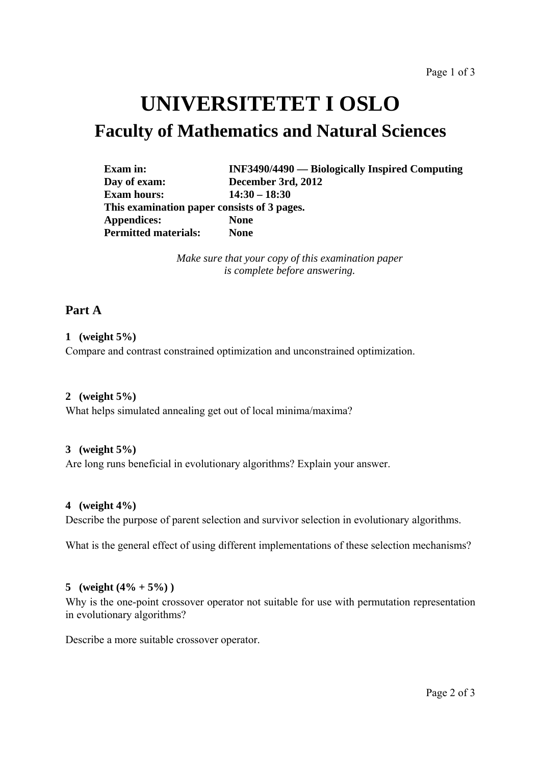# UNIVERSITETET I OSLO

## Faculty of Mathematics and Natural Sciences

**Exam in:** **INF3490/4490 — Biologically Inspired Computing**
**Day of exam:** **December 3rd, 2012**
**Exam hours:** **14:30 – 18:30**
**This examination paper consists of 3 pages.**
**Appendices:** **None**
**Permitted materials:** **None**

*Make sure that your copy of this examination paper is complete before answering.*

## Part A

**1 (weight 5%)**

Compare and contrast constrained optimization and unconstrained optimization.

**2 (weight 5%)**

What helps simulated annealing get out of local minima/maxima?

**3 (weight 5%)**

Are long runs beneficial in evolutionary algorithms? Explain your answer.

**4 (weight 4%)**

Describe the purpose of parent selection and survivor selection in evolutionary algorithms.

What is the general effect of using different implementations of these selection mechanisms?

**5 (weight (4% + 5%) )**

Why is the one-point crossover operator not suitable for use with permutation representation in evolutionary algorithms?

Describe a more suitable crossover operator.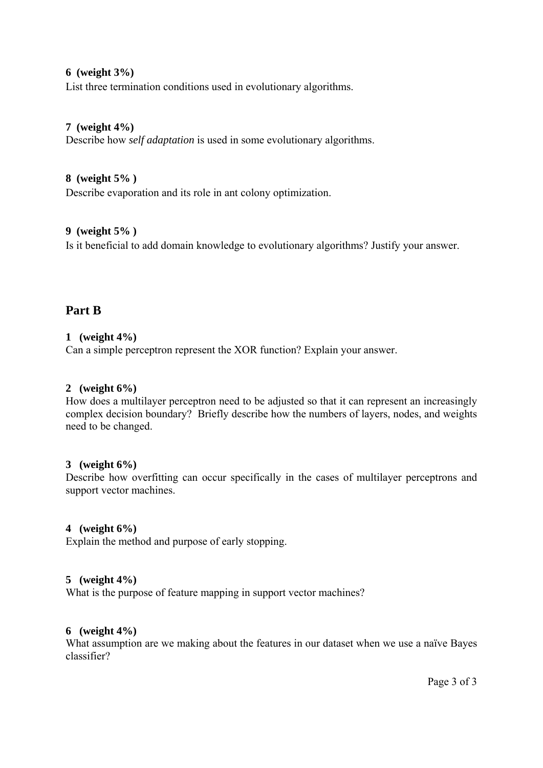**6 (weight 3%)**
List three termination conditions used in evolutionary algorithms.

**7 (weight 4%)**
Describe how *self adaptation* is used in some evolutionary algorithms.

**8 (weight 5% )**
Describe evaporation and its role in ant colony optimization.

**9 (weight 5% )**
Is it beneficial to add domain knowledge to evolutionary algorithms? Justify your answer.

## Part B

**1 (weight 4%)**
Can a simple perceptron represent the XOR function? Explain your answer.

**2 (weight 6%)**
How does a multilayer perceptron need to be adjusted so that it can represent an increasingly complex decision boundary? Briefly describe how the numbers of layers, nodes, and weights need to be changed.

**3 (weight 6%)**
Describe how overfitting can occur specifically in the cases of multilayer perceptrons and support vector machines.

**4 (weight 6%)**
Explain the method and purpose of early stopping.

**5 (weight 4%)**
What is the purpose of feature mapping in support vector machines?

**6 (weight 4%)**
What assumption are we making about the features in our dataset when we use a naïve Bayes classifier?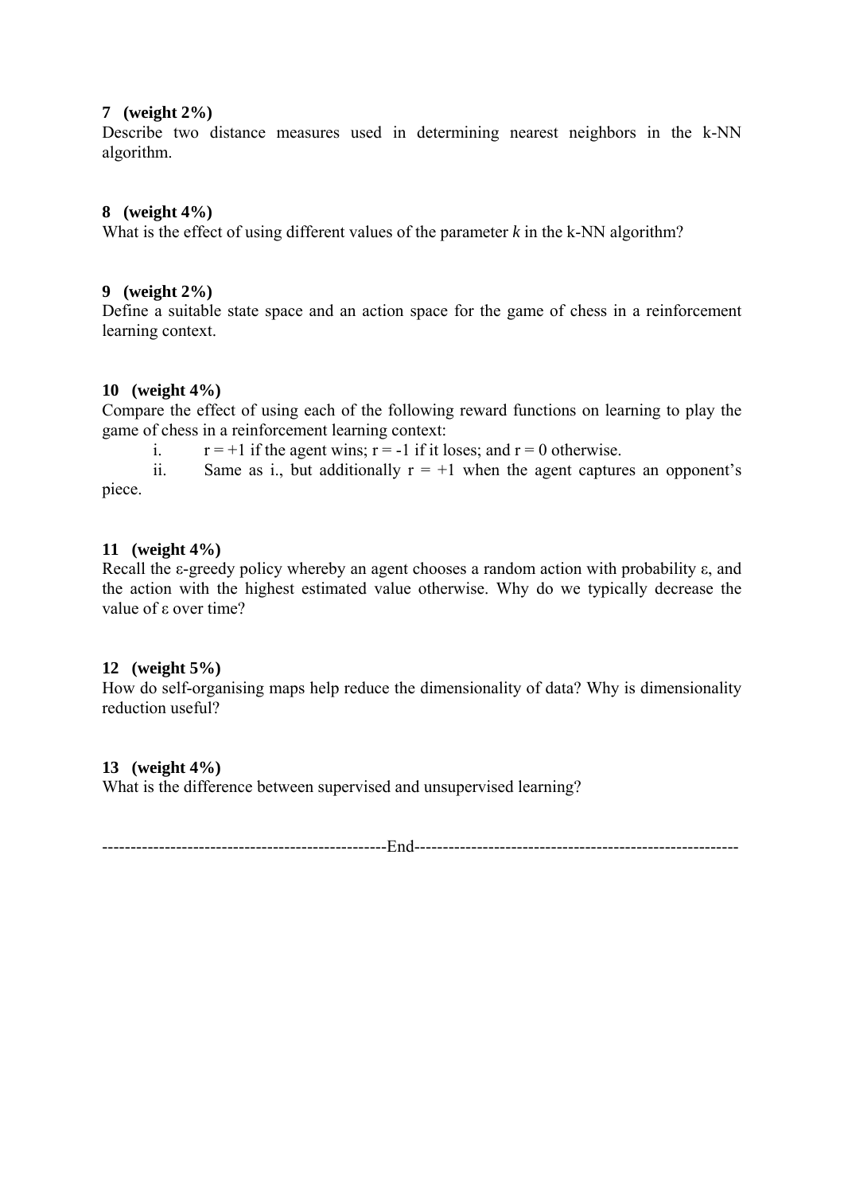**7 (weight 2%)**
Describe two distance measures used in determining nearest neighbors in the k-NN algorithm.

**8 (weight 4%)**
What is the effect of using different values of the parameter *k* in the k-NN algorithm?

**9 (weight 2%)**
Define a suitable state space and an action space for the game of chess in a reinforcement learning context.

**10 (weight 4%)**
Compare the effect of using each of the following reward functions on learning to play the game of chess in a reinforcement learning context:

i. $r = +1$ if the agent wins; $r = -1$ if it loses; and $r = 0$ otherwise.

ii. Same as i., but additionally $r = +1$ when the agent captures an opponent's piece.

**11 (weight 4%)**
Recall the ε-greedy policy whereby an agent chooses a random action with probability ε, and the action with the highest estimated value otherwise. Why do we typically decrease the value of ε over time?

**12 (weight 5%)**
How do self-organising maps help reduce the dimensionality of data? Why is dimensionality reduction useful?

**13 (weight 4%)**
What is the difference between supervised and unsupervised learning?

--------------------------------------------------End---------------------------------------------------------